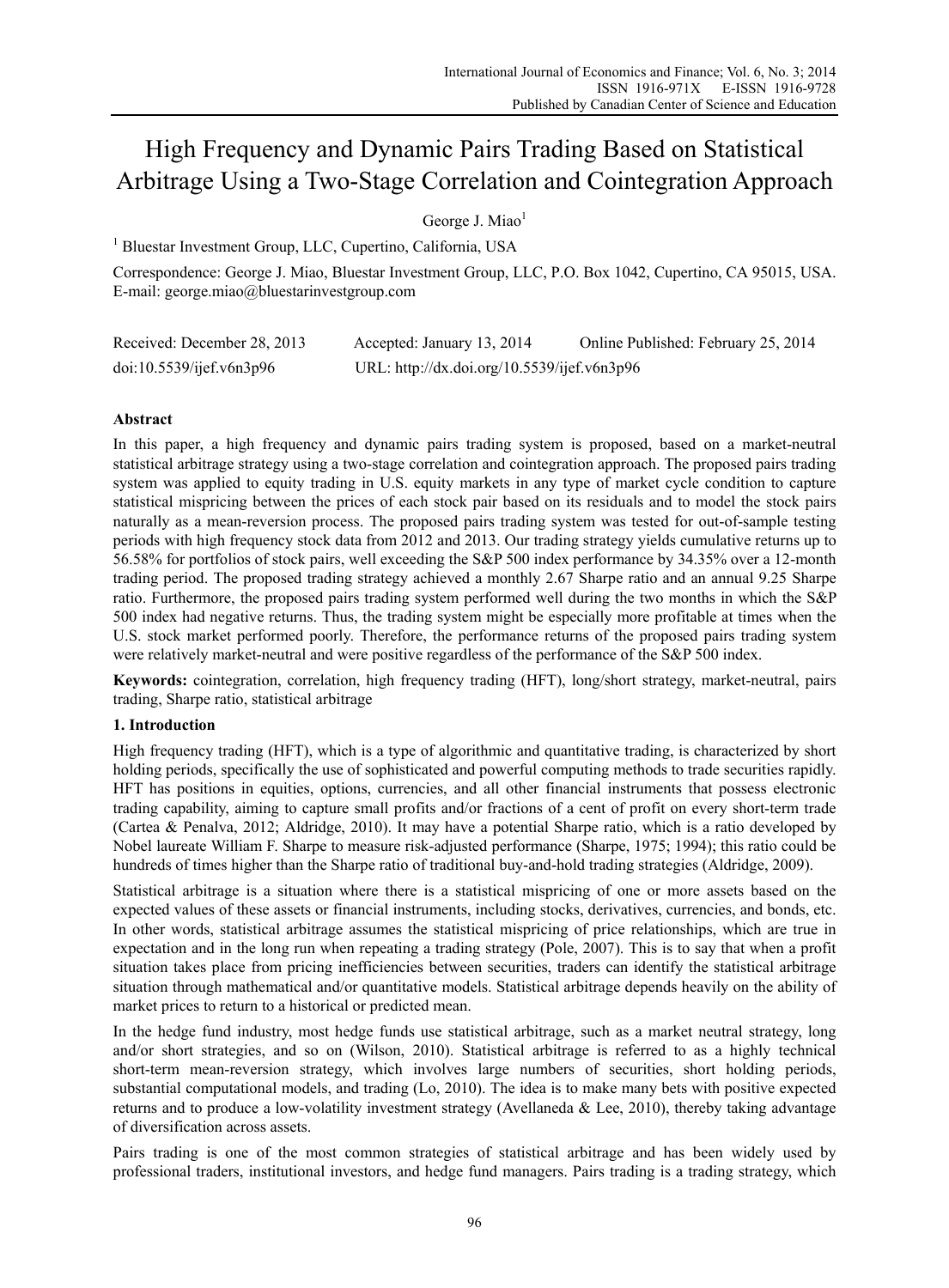# High Frequency and Dynamic Pairs Trading Based on Statistical Arbitrage Using a Two-Stage Correlation and Cointegration Approach

George J. Miao[1]

[1] Bluestar Investment Group, LLC, Cupertino, California, USA

Correspondence: George J. Miao, Bluestar Investment Group, LLC, P.O. Box 1042, Cupertino, CA 95015, USA. E-mail: george.miao@bluestarinvestgroup.com

Received: December 28, 2013 Accepted: January 13, 2014 Online Published: February 25, 2014

doi:10.5539/ijef.v6n3p96 URL: http://dx.doi.org/10.5539/ijef.v6n3p96

## Abstract

In this paper, a high frequency and dynamic pairs trading system is proposed, based on a market-neutral statistical arbitrage strategy using a two-stage correlation and cointegration approach. The proposed pairs trading system was applied to equity trading in U.S. equity markets in any type of market cycle condition to capture statistical mispricing between the prices of each stock pair based on its residuals and to model the stock pairs naturally as a mean-reversion process. The proposed pairs trading system was tested for out-of-sample testing periods with high frequency stock data from 2012 and 2013. Our trading strategy yields cumulative returns up to 56.58% for portfolios of stock pairs, well exceeding the S&P 500 index performance by 34.35% over a 12-month trading period. The proposed trading strategy achieved a monthly 2.67 Sharpe ratio and an annual 9.25 Sharpe ratio. Furthermore, the proposed pairs trading system performed well during the two months in which the S&P 500 index had negative returns. Thus, the trading system might be especially more profitable at times when the U.S. stock market performed poorly. Therefore, the performance returns of the proposed pairs trading system were relatively market-neutral and were positive regardless of the performance of the S&P 500 index.

**Keywords:** cointegration, correlation, high frequency trading (HFT), long/short strategy, market-neutral, pairs trading, Sharpe ratio, statistical arbitrage

## 1. Introduction

High frequency trading (HFT), which is a type of algorithmic and quantitative trading, is characterized by short holding periods, specifically the use of sophisticated and powerful computing methods to trade securities rapidly. HFT has positions in equities, options, currencies, and all other financial instruments that possess electronic trading capability, aiming to capture small profits and/or fractions of a cent of profit on every short-term trade (Cartea & Penalva, 2012; Aldridge, 2010). It may have a potential Sharpe ratio, which is a ratio developed by Nobel laureate William F. Sharpe to measure risk-adjusted performance (Sharpe, 1975; 1994); this ratio could be hundreds of times higher than the Sharpe ratio of traditional buy-and-hold trading strategies (Aldridge, 2009).

Statistical arbitrage is a situation where there is a statistical mispricing of one or more assets based on the expected values of these assets or financial instruments, including stocks, derivatives, currencies, and bonds, etc. In other words, statistical arbitrage assumes the statistical mispricing of price relationships, which are true in expectation and in the long run when repeating a trading strategy (Pole, 2007). This is to say that when a profit situation takes place from pricing inefficiencies between securities, traders can identify the statistical arbitrage situation through mathematical and/or quantitative models. Statistical arbitrage depends heavily on the ability of market prices to return to a historical or predicted mean.

In the hedge fund industry, most hedge funds use statistical arbitrage, such as a market neutral strategy, long and/or short strategies, and so on (Wilson, 2010). Statistical arbitrage is referred to as a highly technical short-term mean-reversion strategy, which involves large numbers of securities, short holding periods, substantial computational models, and trading (Lo, 2010). The idea is to make many bets with positive expected returns and to produce a low-volatility investment strategy (Avellaneda & Lee, 2010), thereby taking advantage of diversification across assets.

Pairs trading is one of the most common strategies of statistical arbitrage and has been widely used by professional traders, institutional investors, and hedge fund managers. Pairs trading is a trading strategy, which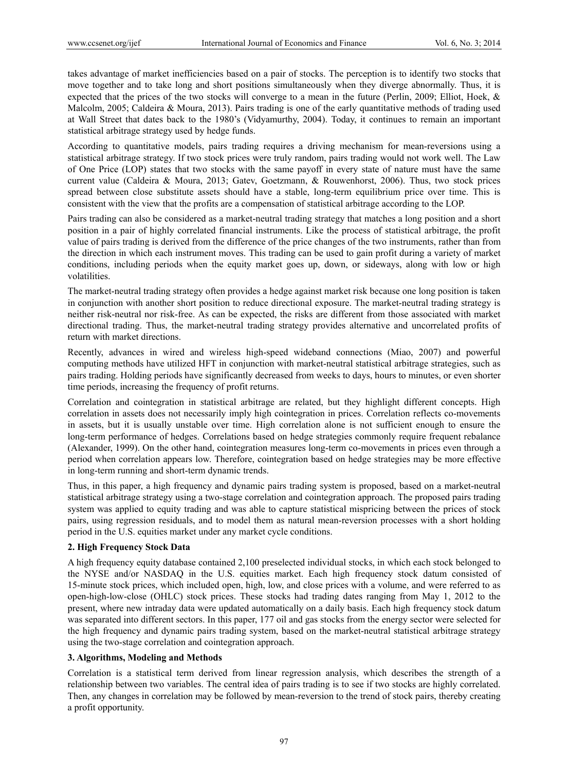takes advantage of market inefficiencies based on a pair of stocks. The perception is to identify two stocks that move together and to take long and short positions simultaneously when they diverge abnormally. Thus, it is expected that the prices of the two stocks will converge to a mean in the future (Perlin, 2009; Elliot, Hoek, & Malcolm, 2005; Caldeira & Moura, 2013). Pairs trading is one of the early quantitative methods of trading used at Wall Street that dates back to the 1980's (Vidyamurthy, 2004). Today, it continues to remain an important statistical arbitrage strategy used by hedge funds.

According to quantitative models, pairs trading requires a driving mechanism for mean-reversions using a statistical arbitrage strategy. If two stock prices were truly random, pairs trading would not work well. The Law of One Price (LOP) states that two stocks with the same payoff in every state of nature must have the same current value (Caldeira & Moura, 2013; Gatev, Goetzmann, & Rouwenhorst, 2006). Thus, two stock prices spread between close substitute assets should have a stable, long-term equilibrium price over time. This is consistent with the view that the profits are a compensation of statistical arbitrage according to the LOP.

Pairs trading can also be considered as a market-neutral trading strategy that matches a long position and a short position in a pair of highly correlated financial instruments. Like the process of statistical arbitrage, the profit value of pairs trading is derived from the difference of the price changes of the two instruments, rather than from the direction in which each instrument moves. This trading can be used to gain profit during a variety of market conditions, including periods when the equity market goes up, down, or sideways, along with low or high volatilities.

The market-neutral trading strategy often provides a hedge against market risk because one long position is taken in conjunction with another short position to reduce directional exposure. The market-neutral trading strategy is neither risk-neutral nor risk-free. As can be expected, the risks are different from those associated with market directional trading. Thus, the market-neutral trading strategy provides alternative and uncorrelated profits of return with market directions.

Recently, advances in wired and wireless high-speed wideband connections (Miao, 2007) and powerful computing methods have utilized HFT in conjunction with market-neutral statistical arbitrage strategies, such as pairs trading. Holding periods have significantly decreased from weeks to days, hours to minutes, or even shorter time periods, increasing the frequency of profit returns.

Correlation and cointegration in statistical arbitrage are related, but they highlight different concepts. High correlation in assets does not necessarily imply high cointegration in prices. Correlation reflects co-movements in assets, but it is usually unstable over time. High correlation alone is not sufficient enough to ensure the long-term performance of hedges. Correlations based on hedge strategies commonly require frequent rebalance (Alexander, 1999). On the other hand, cointegration measures long-term co-movements in prices even through a period when correlation appears low. Therefore, cointegration based on hedge strategies may be more effective in long-term running and short-term dynamic trends.

Thus, in this paper, a high frequency and dynamic pairs trading system is proposed, based on a market-neutral statistical arbitrage strategy using a two-stage correlation and cointegration approach. The proposed pairs trading system was applied to equity trading and was able to capture statistical mispricing between the prices of stock pairs, using regression residuals, and to model them as natural mean-reversion processes with a short holding period in the U.S. equities market under any market cycle conditions.

## 2. High Frequency Stock Data

A high frequency equity database contained 2,100 preselected individual stocks, in which each stock belonged to the NYSE and/or NASDAQ in the U.S. equities market. Each high frequency stock datum consisted of 15-minute stock prices, which included open, high, low, and close prices with a volume, and were referred to as open-high-low-close (OHLC) stock prices. These stocks had trading dates ranging from May 1, 2012 to the present, where new intraday data were updated automatically on a daily basis. Each high frequency stock datum was separated into different sectors. In this paper, 177 oil and gas stocks from the energy sector were selected for the high frequency and dynamic pairs trading system, based on the market-neutral statistical arbitrage strategy using the two-stage correlation and cointegration approach.

## 3. Algorithms, Modeling and Methods

Correlation is a statistical term derived from linear regression analysis, which describes the strength of a relationship between two variables. The central idea of pairs trading is to see if two stocks are highly correlated. Then, any changes in correlation may be followed by mean-reversion to the trend of stock pairs, thereby creating a profit opportunity.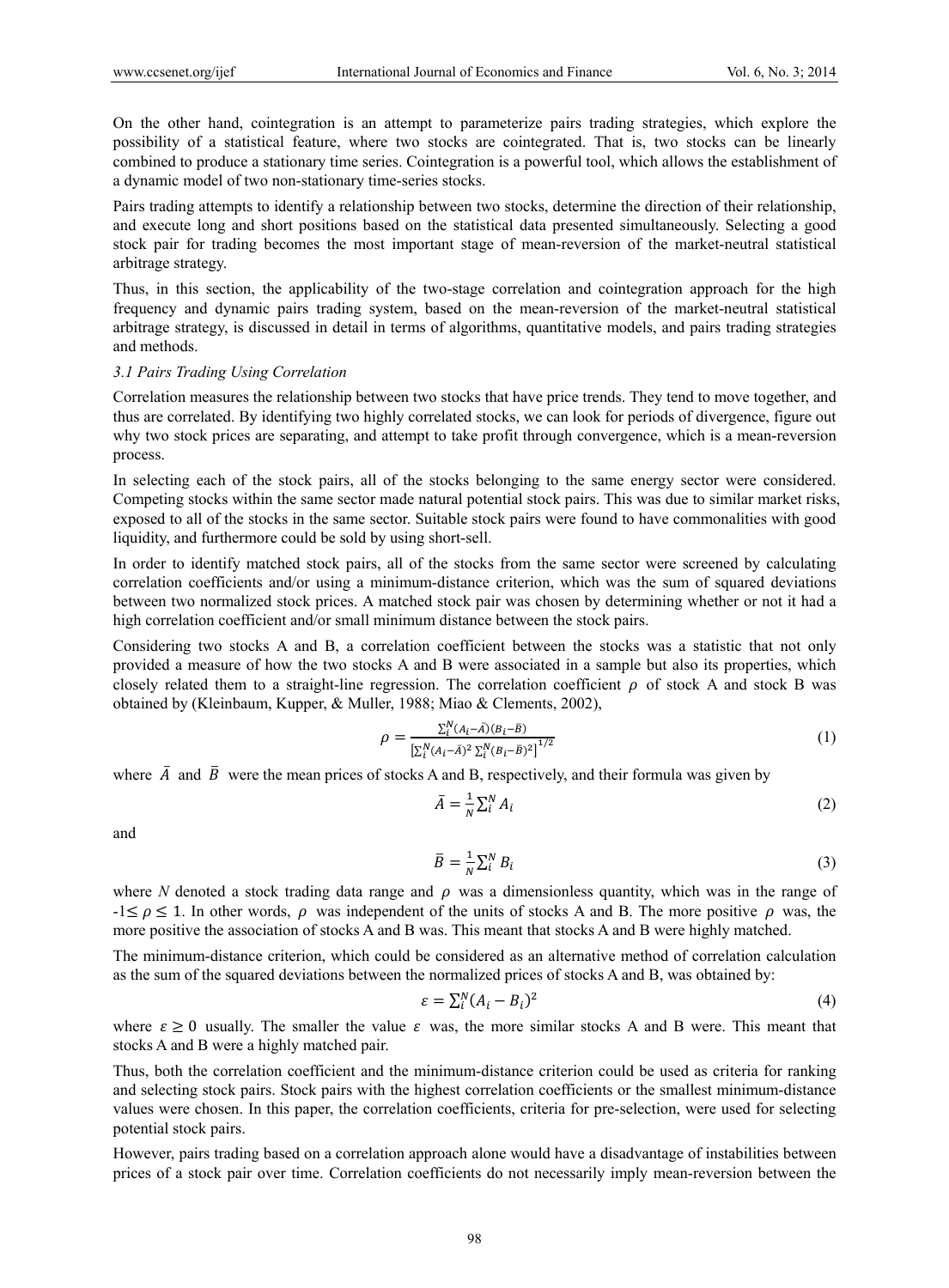On the other hand, cointegration is an attempt to parameterize pairs trading strategies, which explore the possibility of a statistical feature, where two stocks are cointegrated. That is, two stocks can be linearly combined to produce a stationary time series. Cointegration is a powerful tool, which allows the establishment of a dynamic model of two non-stationary time-series stocks.

Pairs trading attempts to identify a relationship between two stocks, determine the direction of their relationship, and execute long and short positions based on the statistical data presented simultaneously. Selecting a good stock pair for trading becomes the most important stage of mean-reversion of the market-neutral statistical arbitrage strategy.

Thus, in this section, the applicability of the two-stage correlation and cointegration approach for the high frequency and dynamic pairs trading system, based on the mean-reversion of the market-neutral statistical arbitrage strategy, is discussed in detail in terms of algorithms, quantitative models, and pairs trading strategies and methods.

### *3.1 Pairs Trading Using Correlation*

Correlation measures the relationship between two stocks that have price trends. They tend to move together, and thus are correlated. By identifying two highly correlated stocks, we can look for periods of divergence, figure out why two stock prices are separating, and attempt to take profit through convergence, which is a mean-reversion process.

In selecting each of the stock pairs, all of the stocks belonging to the same energy sector were considered. Competing stocks within the same sector made natural potential stock pairs. This was due to similar market risks, exposed to all of the stocks in the same sector. Suitable stock pairs were found to have commonalities with good liquidity, and furthermore could be sold by using short-sell.

In order to identify matched stock pairs, all of the stocks from the same sector were screened by calculating correlation coefficients and/or using a minimum-distance criterion, which was the sum of squared deviations between two normalized stock prices. A matched stock pair was chosen by determining whether or not it had a high correlation coefficient and/or small minimum distance between the stock pairs.

Considering two stocks A and B, a correlation coefficient between the stocks was a statistic that not only provided a measure of how the two stocks A and B were associated in a sample but also its properties, which closely related them to a straight-line regression. The correlation coefficient $\rho$ of stock A and stock B was obtained by (Kleinbaum, Kupper, & Muller, 1988; Miao & Clements, 2002),

$$\rho = \frac{\sum_i^N (A_i - \bar{A})(B_i - \bar{B})}{\left[\sum_i^N (A_i - \bar{A})^2 \sum_i^N (B_i - \bar{B})^2\right]^{1/2}} \tag{1}$$

where $\bar{A}$ and $\bar{B}$ were the mean prices of stocks A and B, respectively, and their formula was given by

$$\bar{A} = \frac{1}{N}\sum_i^N A_i \tag{2}$$

and

$$\bar{B} = \frac{1}{N}\sum_i^N B_i \tag{3}$$

where *N* denoted a stock trading data range and $\rho$ was a dimensionless quantity, which was in the range of $-1 \leq \rho \leq 1$. In other words, $\rho$ was independent of the units of stocks A and B. The more positive $\rho$ was, the more positive the association of stocks A and B was. This meant that stocks A and B were highly matched.

The minimum-distance criterion, which could be considered as an alternative method of correlation calculation as the sum of the squared deviations between the normalized prices of stocks A and B, was obtained by:

$$\varepsilon = \sum_i^N (A_i - B_i)^2 \tag{4}$$

where $\varepsilon \geq 0$ usually. The smaller the value $\varepsilon$ was, the more similar stocks A and B were. This meant that stocks A and B were a highly matched pair.

Thus, both the correlation coefficient and the minimum-distance criterion could be used as criteria for ranking and selecting stock pairs. Stock pairs with the highest correlation coefficients or the smallest minimum-distance values were chosen. In this paper, the correlation coefficients, criteria for pre-selection, were used for selecting potential stock pairs.

However, pairs trading based on a correlation approach alone would have a disadvantage of instabilities between prices of a stock pair over time. Correlation coefficients do not necessarily imply mean-reversion between the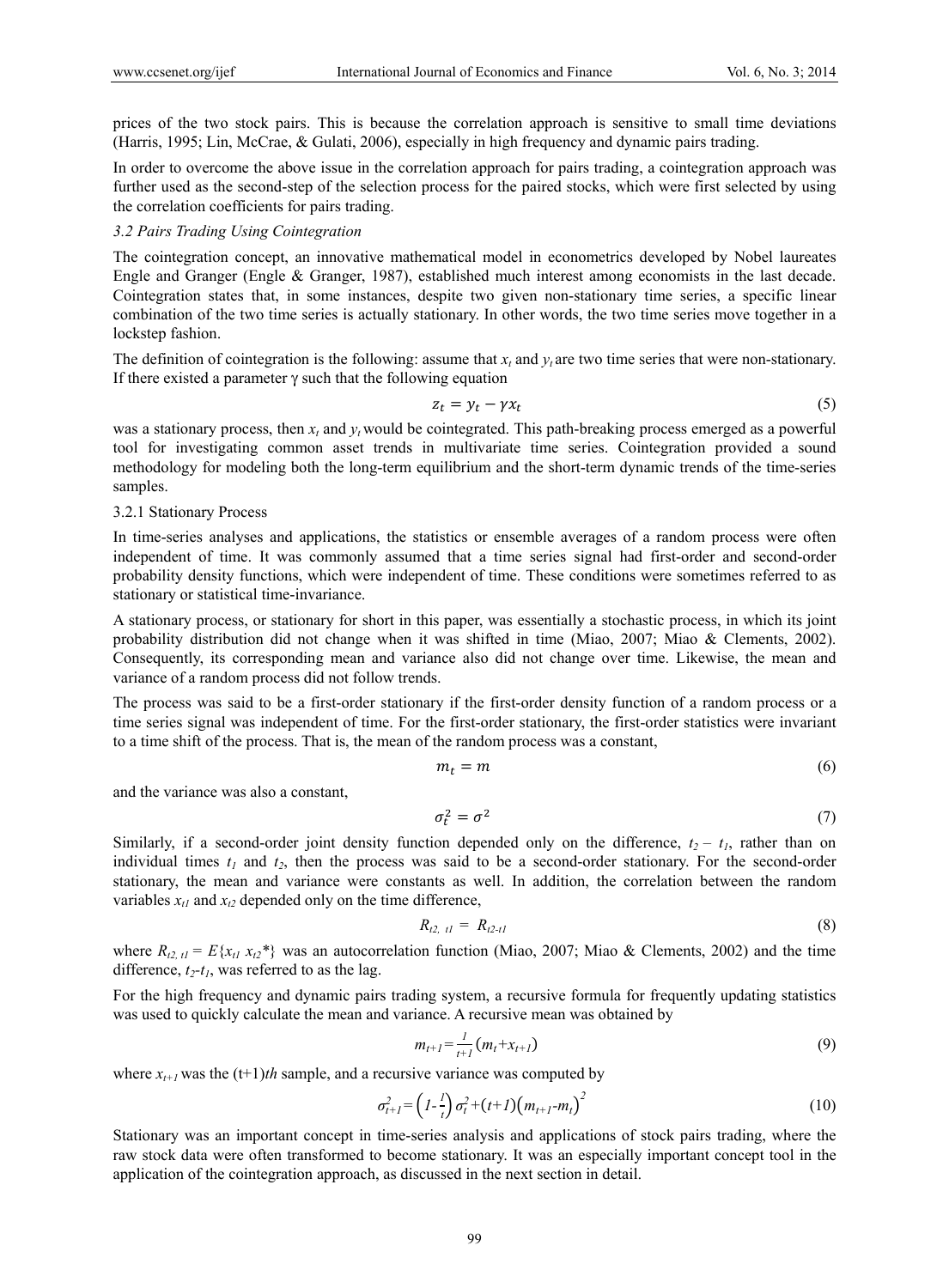prices of the two stock pairs. This is because the correlation approach is sensitive to small time deviations (Harris, 1995; Lin, McCrae, & Gulati, 2006), especially in high frequency and dynamic pairs trading.

In order to overcome the above issue in the correlation approach for pairs trading, a cointegration approach was further used as the second-step of the selection process for the paired stocks, which were first selected by using the correlation coefficients for pairs trading.

### *3.2 Pairs Trading Using Cointegration*

The cointegration concept, an innovative mathematical model in econometrics developed by Nobel laureates Engle and Granger (Engle & Granger, 1987), established much interest among economists in the last decade. Cointegration states that, in some instances, despite two given non-stationary time series, a specific linear combination of the two time series is actually stationary. In other words, the two time series move together in a lockstep fashion.

The definition of cointegration is the following: assume that $x_t$ and $y_t$ are two time series that were non-stationary. If there existed a parameter γ such that the following equation

$$z_t = y_t - \gamma x_t \tag{5}$$

was a stationary process, then $x_t$ and $y_t$ would be cointegrated. This path-breaking process emerged as a powerful tool for investigating common asset trends in multivariate time series. Cointegration provided a sound methodology for modeling both the long-term equilibrium and the short-term dynamic trends of the time-series samples.

#### 3.2.1 Stationary Process

In time-series analyses and applications, the statistics or ensemble averages of a random process were often independent of time. It was commonly assumed that a time series signal had first-order and second-order probability density functions, which were independent of time. These conditions were sometimes referred to as stationary or statistical time-invariance.

A stationary process, or stationary for short in this paper, was essentially a stochastic process, in which its joint probability distribution did not change when it was shifted in time (Miao, 2007; Miao & Clements, 2002). Consequently, its corresponding mean and variance also did not change over time. Likewise, the mean and variance of a random process did not follow trends.

The process was said to be a first-order stationary if the first-order density function of a random process or a time series signal was independent of time. For the first-order stationary, the first-order statistics were invariant to a time shift of the process. That is, the mean of the random process was a constant,

$$m_t = m \tag{6}$$

and the variance was also a constant,

$$\sigma_t^2 = \sigma^2 \tag{7}$$

Similarly, if a second-order joint density function depended only on the difference, $t_2 - t_1$, rather than on individual times $t_1$ and $t_2$, then the process was said to be a second-order stationary. For the second-order stationary, the mean and variance were constants as well. In addition, the correlation between the random variables $x_{t1}$ and $x_{t2}$ depended only on the time difference,

$$R_{t2,\ t1} = R_{t2\text{-}t1} \tag{8}$$

where $R_{t2,\,t1} = E\{x_{t1}\, x_{t2}^*\}$ was an autocorrelation function (Miao, 2007; Miao & Clements, 2002) and the time difference, $t_2$-$t_1$, was referred to as the lag.

For the high frequency and dynamic pairs trading system, a recursive formula for frequently updating statistics was used to quickly calculate the mean and variance. A recursive mean was obtained by

$$m_{t+1} = \frac{1}{t+1}\left(m_t + x_{t+1}\right) \tag{9}$$

where $x_{t+1}$ was the (t+1)*th* sample, and a recursive variance was computed by

$$\sigma_{t+1}^2 = \left(1 - \frac{1}{t}\right)\sigma_t^2 + (t+1)\left(m_{t+1} - m_t\right)^2 \tag{10}$$

Stationary was an important concept in time-series analysis and applications of stock pairs trading, where the raw stock data were often transformed to become stationary. It was an especially important concept tool in the application of the cointegration approach, as discussed in the next section in detail.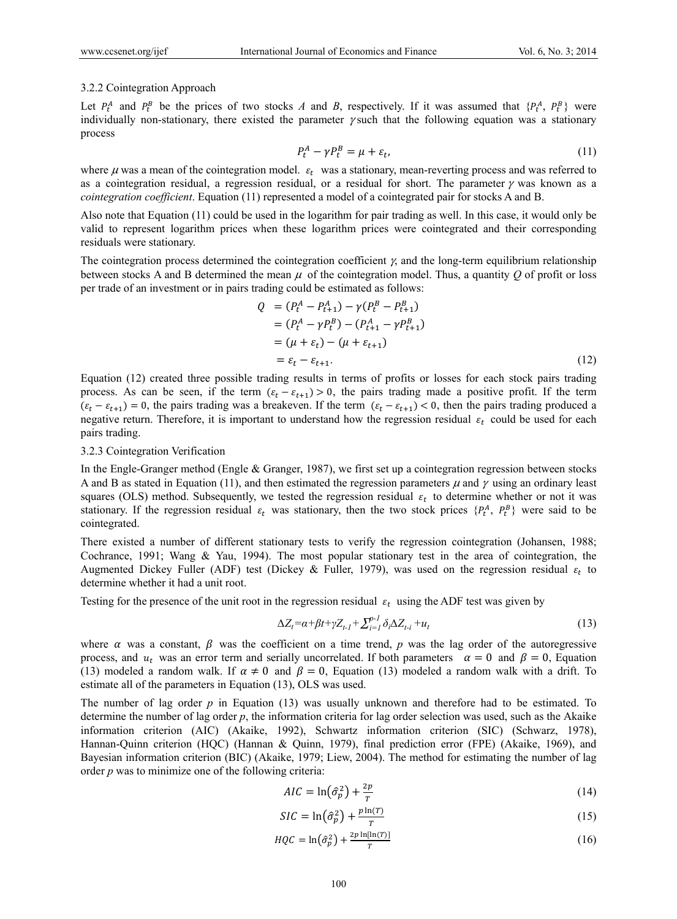### 3.2.2 Cointegration Approach

Let $P_t^A$ and $P_t^B$ be the prices of two stocks *A* and *B*, respectively. If it was assumed that $\{P_t^A, P_t^B\}$ were individually non-stationary, there existed the parameter $\gamma$ such that the following equation was a stationary process

$$P_t^A - \gamma P_t^B = \mu + \varepsilon_t, \tag{11}$$

where $\mu$ was a mean of the cointegration model. $\varepsilon_t$ was a stationary, mean-reverting process and was referred to as a cointegration residual, a regression residual, or a residual for short. The parameter $\gamma$ was known as a *cointegration coefficient*. Equation (11) represented a model of a cointegrated pair for stocks A and B.

Also note that Equation (11) could be used in the logarithm for pair trading as well. In this case, it would only be valid to represent logarithm prices when these logarithm prices were cointegrated and their corresponding residuals were stationary.

The cointegration process determined the cointegration coefficient $\gamma$, and the long-term equilibrium relationship between stocks A and B determined the mean $\mu$ of the cointegration model. Thus, a quantity *Q* of profit or loss per trade of an investment or in pairs trading could be estimated as follows:

$$\begin{aligned}
Q &= (P_t^A - P_{t+1}^A) - \gamma(P_t^B - P_{t+1}^B) \\
&= (P_t^A - \gamma P_t^B) - (P_{t+1}^A - \gamma P_{t+1}^B) \\
&= (\mu + \varepsilon_t) - (\mu + \varepsilon_{t+1}) \\
&= \varepsilon_t - \varepsilon_{t+1}.
\end{aligned} \tag{12}$$

Equation (12) created three possible trading results in terms of profits or losses for each stock pairs trading process. As can be seen, if the term $(\varepsilon_t - \varepsilon_{t+1}) > 0$, the pairs trading made a positive profit. If the term $(\varepsilon_t - \varepsilon_{t+1}) = 0$, the pairs trading was a breakeven. If the term $(\varepsilon_t - \varepsilon_{t+1}) < 0$, then the pairs trading produced a negative return. Therefore, it is important to understand how the regression residual $\varepsilon_t$ could be used for each pairs trading.

### 3.2.3 Cointegration Verification

In the Engle-Granger method (Engle & Granger, 1987), we first set up a cointegration regression between stocks A and B as stated in Equation (11), and then estimated the regression parameters $\mu$ and $\gamma$ using an ordinary least squares (OLS) method. Subsequently, we tested the regression residual $\varepsilon_t$ to determine whether or not it was stationary. If the regression residual $\varepsilon_t$ was stationary, then the two stock prices $\{P_t^A, P_t^B\}$ were said to be cointegrated.

There existed a number of different stationary tests to verify the regression cointegration (Johansen, 1988; Cochrance, 1991; Wang & Yau, 1994). The most popular stationary test in the area of cointegration, the Augmented Dickey Fuller (ADF) test (Dickey & Fuller, 1979), was used on the regression residual $\varepsilon_t$ to determine whether it had a unit root.

Testing for the presence of the unit root in the regression residual $\varepsilon_t$ using the ADF test was given by

$$\Delta Z_t = \alpha + \beta t + \gamma Z_{t-1} + \textstyle\sum_{i=1}^{p-1} \delta_i \Delta Z_{t-i} + u_t \tag{13}$$

where $\alpha$ was a constant, $\beta$ was the coefficient on a time trend, *p* was the lag order of the autoregressive process, and $u_t$ was an error term and serially uncorrelated. If both parameters $\alpha = 0$ and $\beta = 0$, Equation (13) modeled a random walk. If $\alpha \neq 0$ and $\beta = 0$, Equation (13) modeled a random walk with a drift. To estimate all of the parameters in Equation (13), OLS was used.

The number of lag order *p* in Equation (13) was usually unknown and therefore had to be estimated. To determine the number of lag order *p*, the information criteria for lag order selection was used, such as the Akaike information criterion (AIC) (Akaike, 1992), Schwartz information criterion (SIC) (Schwarz, 1978), Hannan-Quinn criterion (HQC) (Hannan & Quinn, 1979), final prediction error (FPE) (Akaike, 1969), and Bayesian information criterion (BIC) (Akaike, 1979; Liew, 2004). The method for estimating the number of lag order *p* was to minimize one of the following criteria:

$$AIC = \ln(\hat{\sigma}_p^2) + \frac{2p}{T} \tag{14}$$

$$SIC = \ln(\hat{\sigma}_p^2) + \frac{p\ln(T)}{T} \tag{15}$$

$$HQC = \ln(\hat{\sigma}_p^2) + \frac{2p\ln[\ln(T)]}{T} \tag{16}$$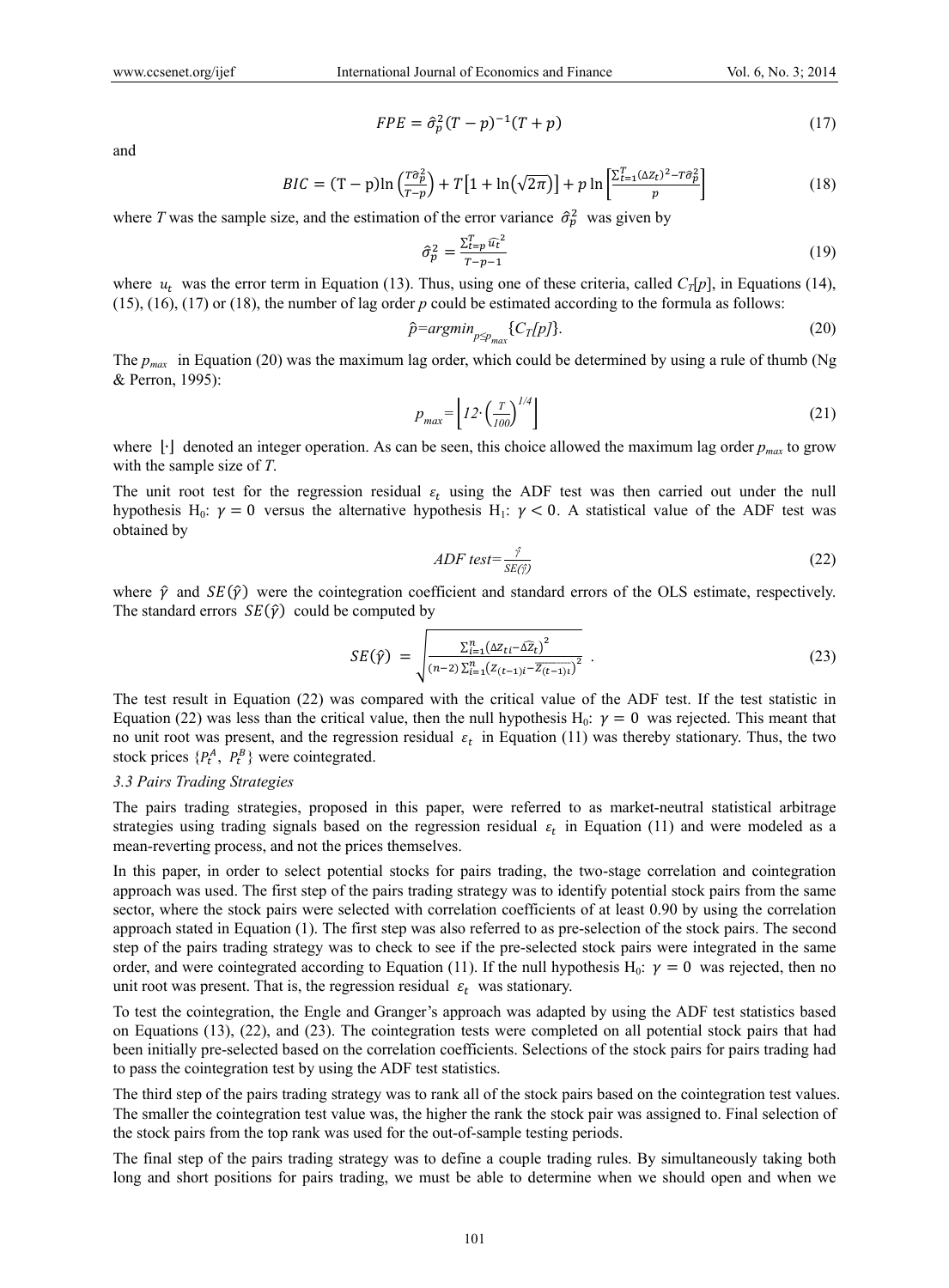$$FPE = \hat{\sigma}_p^2 (T-p)^{-1}(T+p) \tag{17}$$

and

$$BIC = (\mathrm{T}-\mathrm{p})\ln\left(\frac{T\hat{\sigma}_p^2}{T-p}\right) + T\left[1+\ln\left(\sqrt{2\pi}\right)\right] + p\ln\left[\frac{\sum_{t=1}^{T}(\Delta Z_t)^2 - T\hat{\sigma}_p^2}{p}\right] \tag{18}$$

where $T$ was the sample size, and the estimation of the error variance $\hat{\sigma}_p^2$ was given by

$$\hat{\sigma}_p^2 = \frac{\sum_{t=p}^{T}\widehat{u_t}^2}{T-p-1} \tag{19}$$

where $u_t$ was the error term in Equation (13). Thus, using one of these criteria, called $C_T[p]$, in Equations (14), (15), (16), (17) or (18), the number of lag order $p$ could be estimated according to the formula as follows:

$$\hat{p} = \mathrm{argmin}_{p \le p_{max}}\{C_T[p]\}. \tag{20}$$

The $p_{max}$ in Equation (20) was the maximum lag order, which could be determined by using a rule of thumb (Ng & Perron, 1995):

$$p_{max} = \left\lfloor 12 \cdot \left(\frac{T}{100}\right)^{1/4} \right\rfloor \tag{21}$$

where $\lfloor\cdot\rfloor$ denoted an integer operation. As can be seen, this choice allowed the maximum lag order $p_{max}$ to grow with the sample size of $T$.

The unit root test for the regression residual $\varepsilon_t$ using the ADF test was then carried out under the null hypothesis H$_0$: $\gamma = 0$ versus the alternative hypothesis H$_1$: $\gamma < 0$. A statistical value of the ADF test was obtained by

$$ADF\ test = \frac{\hat{\gamma}}{SE(\hat{\gamma})} \tag{22}$$

where $\hat{\gamma}$ and $SE(\hat{\gamma})$ were the cointegration coefficient and standard errors of the OLS estimate, respectively. The standard errors $SE(\hat{\gamma})$ could be computed by

$$SE(\hat{\gamma}) = \sqrt{\frac{\sum_{i=1}^{n}\left(\Delta Z_{ti} - \Delta\widehat{Z}_t\right)^2}{(n-2)\sum_{i=1}^{n}\left(Z_{(t-1)i} - \overline{Z_{(t-1)i}}\right)^2}}\ . \tag{23}$$

The test result in Equation (22) was compared with the critical value of the ADF test. If the test statistic in Equation (22) was less than the critical value, then the null hypothesis H$_0$: $\gamma = 0$ was rejected. This meant that no unit root was present, and the regression residual $\varepsilon_t$ in Equation (11) was thereby stationary. Thus, the two stock prices $\{P_t^A,\ P_t^B\}$ were cointegrated.

### 3.3 Pairs Trading Strategies

The pairs trading strategies, proposed in this paper, were referred to as market-neutral statistical arbitrage strategies using trading signals based on the regression residual $\varepsilon_t$ in Equation (11) and were modeled as a mean-reverting process, and not the prices themselves.

In this paper, in order to select potential stocks for pairs trading, the two-stage correlation and cointegration approach was used. The first step of the pairs trading strategy was to identify potential stock pairs from the same sector, where the stock pairs were selected with correlation coefficients of at least 0.90 by using the correlation approach stated in Equation (1). The first step was also referred to as pre-selection of the stock pairs. The second step of the pairs trading strategy was to check to see if the pre-selected stock pairs were integrated in the same order, and were cointegrated according to Equation (11). If the null hypothesis H$_0$: $\gamma = 0$ was rejected, then no unit root was present. That is, the regression residual $\varepsilon_t$ was stationary.

To test the cointegration, the Engle and Granger's approach was adapted by using the ADF test statistics based on Equations (13), (22), and (23). The cointegration tests were completed on all potential stock pairs that had been initially pre-selected based on the correlation coefficients. Selections of the stock pairs for pairs trading had to pass the cointegration test by using the ADF test statistics.

The third step of the pairs trading strategy was to rank all of the stock pairs based on the cointegration test values. The smaller the cointegration test value was, the higher the rank the stock pair was assigned to. Final selection of the stock pairs from the top rank was used for the out-of-sample testing periods.

The final step of the pairs trading strategy was to define a couple trading rules. By simultaneously taking both long and short positions for pairs trading, we must be able to determine when we should open and when we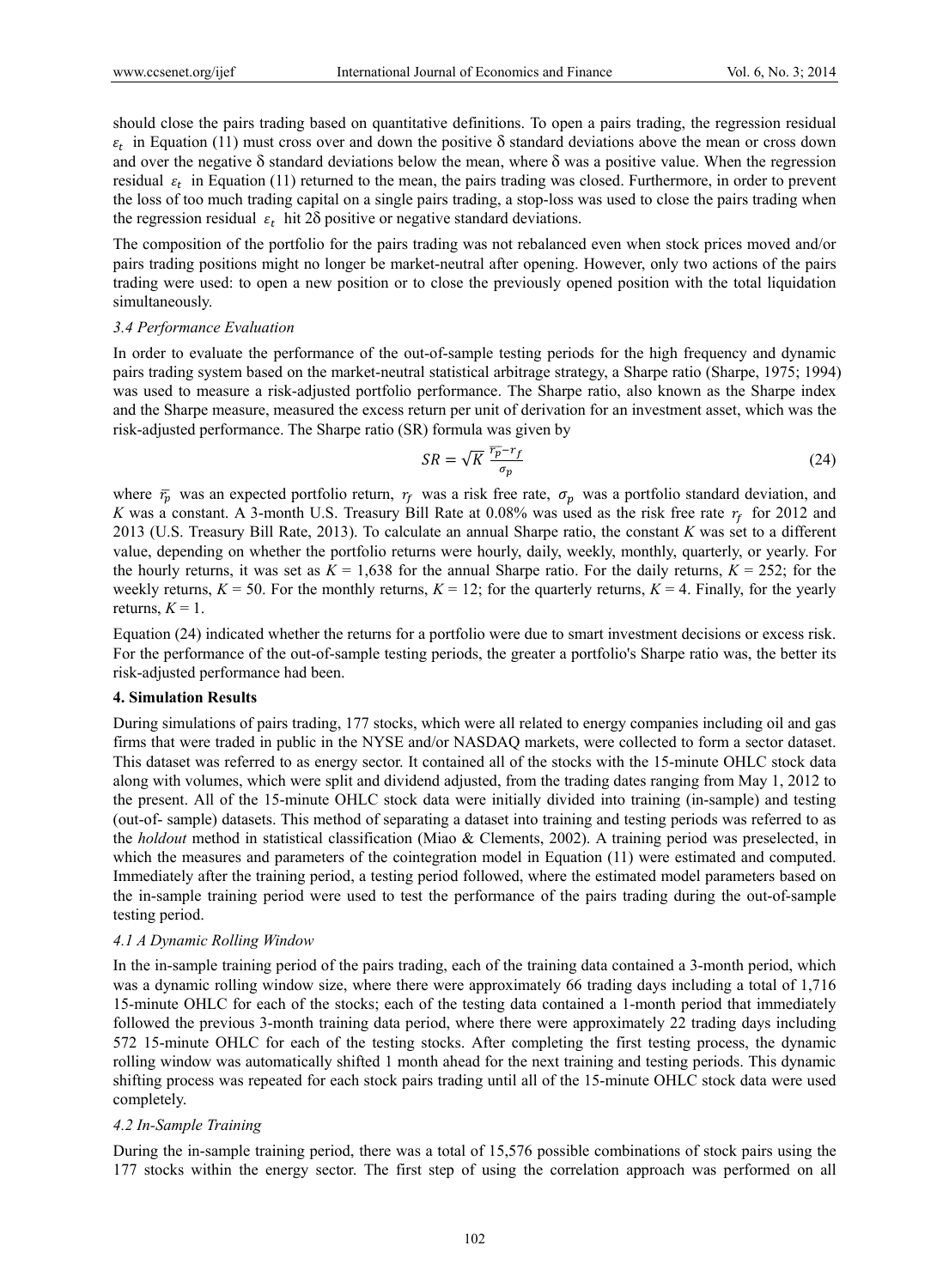should close the pairs trading based on quantitative definitions. To open a pairs trading, the regression residual $\varepsilon_t$ in Equation (11) must cross over and down the positive δ standard deviations above the mean or cross down and over the negative δ standard deviations below the mean, where δ was a positive value. When the regression residual $\varepsilon_t$ in Equation (11) returned to the mean, the pairs trading was closed. Furthermore, in order to prevent the loss of too much trading capital on a single pairs trading, a stop-loss was used to close the pairs trading when the regression residual $\varepsilon_t$ hit 2δ positive or negative standard deviations.

The composition of the portfolio for the pairs trading was not rebalanced even when stock prices moved and/or pairs trading positions might no longer be market-neutral after opening. However, only two actions of the pairs trading were used: to open a new position or to close the previously opened position with the total liquidation simultaneously.

### 3.4 Performance Evaluation

In order to evaluate the performance of the out-of-sample testing periods for the high frequency and dynamic pairs trading system based on the market-neutral statistical arbitrage strategy, a Sharpe ratio (Sharpe, 1975; 1994) was used to measure a risk-adjusted portfolio performance. The Sharpe ratio, also known as the Sharpe index and the Sharpe measure, measured the excess return per unit of derivation for an investment asset, which was the risk-adjusted performance. The Sharpe ratio (SR) formula was given by

$$SR = \sqrt{K}\,\frac{\overline{r_p} - r_f}{\sigma_p} \tag{24}$$

where $\overline{r_p}$ was an expected portfolio return, $r_f$ was a risk free rate, $\sigma_p$ was a portfolio standard deviation, and $K$ was a constant. A 3-month U.S. Treasury Bill Rate at 0.08% was used as the risk free rate $r_f$ for 2012 and 2013 (U.S. Treasury Bill Rate, 2013). To calculate an annual Sharpe ratio, the constant $K$ was set to a different value, depending on whether the portfolio returns were hourly, daily, weekly, monthly, quarterly, or yearly. For the hourly returns, it was set as $K = 1{,}638$ for the annual Sharpe ratio. For the daily returns, $K = 252$; for the weekly returns, $K = 50$. For the monthly returns, $K = 12$; for the quarterly returns, $K = 4$. Finally, for the yearly returns, $K = 1$.

Equation (24) indicated whether the returns for a portfolio were due to smart investment decisions or excess risk. For the performance of the out-of-sample testing periods, the greater a portfolio's Sharpe ratio was, the better its risk-adjusted performance had been.

## 4. Simulation Results

During simulations of pairs trading, 177 stocks, which were all related to energy companies including oil and gas firms that were traded in public in the NYSE and/or NASDAQ markets, were collected to form a sector dataset. This dataset was referred to as energy sector. It contained all of the stocks with the 15-minute OHLC stock data along with volumes, which were split and dividend adjusted, from the trading dates ranging from May 1, 2012 to the present. All of the 15-minute OHLC stock data were initially divided into training (in-sample) and testing (out-of- sample) datasets. This method of separating a dataset into training and testing periods was referred to as the *holdout* method in statistical classification (Miao & Clements, 2002). A training period was preselected, in which the measures and parameters of the cointegration model in Equation (11) were estimated and computed. Immediately after the training period, a testing period followed, where the estimated model parameters based on the in-sample training period were used to test the performance of the pairs trading during the out-of-sample testing period.

### 4.1 A Dynamic Rolling Window

In the in-sample training period of the pairs trading, each of the training data contained a 3-month period, which was a dynamic rolling window size, where there were approximately 66 trading days including a total of 1,716 15-minute OHLC for each of the stocks; each of the testing data contained a 1-month period that immediately followed the previous 3-month training data period, where there were approximately 22 trading days including 572 15-minute OHLC for each of the testing stocks. After completing the first testing process, the dynamic rolling window was automatically shifted 1 month ahead for the next training and testing periods. This dynamic shifting process was repeated for each stock pairs trading until all of the 15-minute OHLC stock data were used completely.

### 4.2 In-Sample Training

During the in-sample training period, there was a total of 15,576 possible combinations of stock pairs using the 177 stocks within the energy sector. The first step of using the correlation approach was performed on all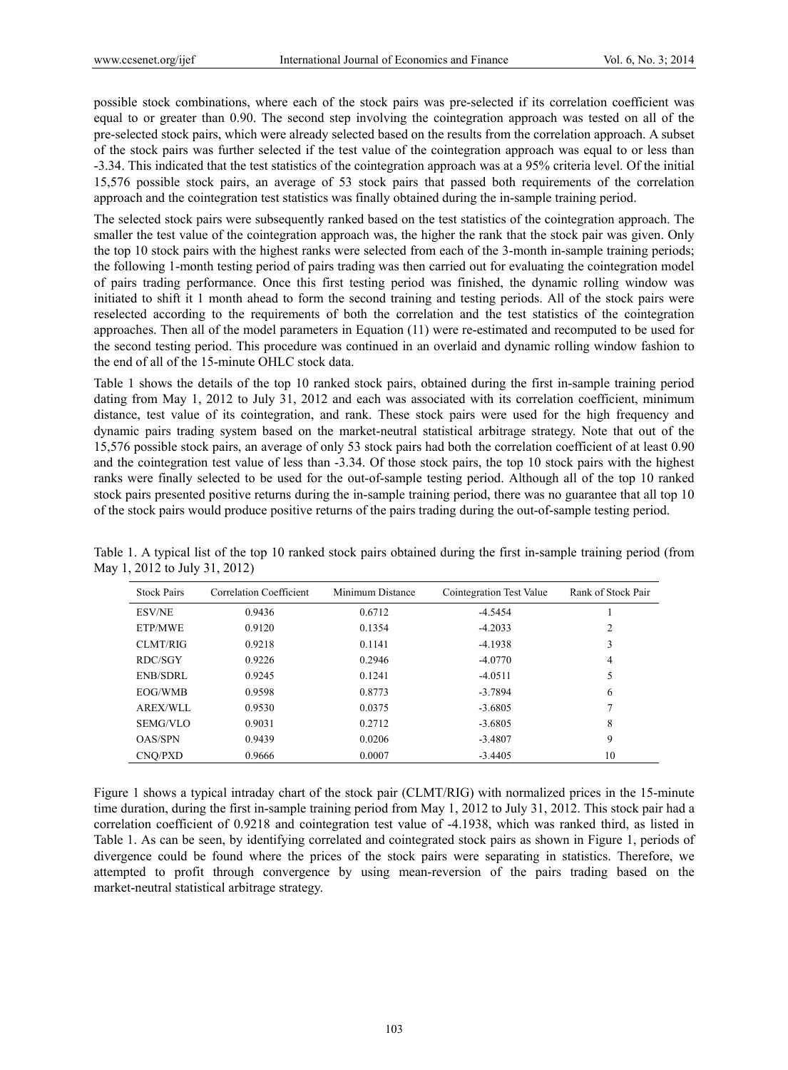possible stock combinations, where each of the stock pairs was pre-selected if its correlation coefficient was equal to or greater than 0.90. The second step involving the cointegration approach was tested on all of the pre-selected stock pairs, which were already selected based on the results from the correlation approach. A subset of the stock pairs was further selected if the test value of the cointegration approach was equal to or less than -3.34. This indicated that the test statistics of the cointegration approach was at a 95% criteria level. Of the initial 15,576 possible stock pairs, an average of 53 stock pairs that passed both requirements of the correlation approach and the cointegration test statistics was finally obtained during the in-sample training period.

The selected stock pairs were subsequently ranked based on the test statistics of the cointegration approach. The smaller the test value of the cointegration approach was, the higher the rank that the stock pair was given. Only the top 10 stock pairs with the highest ranks were selected from each of the 3-month in-sample training periods; the following 1-month testing period of pairs trading was then carried out for evaluating the cointegration model of pairs trading performance. Once this first testing period was finished, the dynamic rolling window was initiated to shift it 1 month ahead to form the second training and testing periods. All of the stock pairs were reselected according to the requirements of both the correlation and the test statistics of the cointegration approaches. Then all of the model parameters in Equation (11) were re-estimated and recomputed to be used for the second testing period. This procedure was continued in an overlaid and dynamic rolling window fashion to the end of all of the 15-minute OHLC stock data.

Table 1 shows the details of the top 10 ranked stock pairs, obtained during the first in-sample training period dating from May 1, 2012 to July 31, 2012 and each was associated with its correlation coefficient, minimum distance, test value of its cointegration, and rank. These stock pairs were used for the high frequency and dynamic pairs trading system based on the market-neutral statistical arbitrage strategy. Note that out of the 15,576 possible stock pairs, an average of only 53 stock pairs had both the correlation coefficient of at least 0.90 and the cointegration test value of less than -3.34. Of those stock pairs, the top 10 stock pairs with the highest ranks were finally selected to be used for the out-of-sample testing period. Although all of the top 10 ranked stock pairs presented positive returns during the in-sample training period, there was no guarantee that all top 10 of the stock pairs would produce positive returns of the pairs trading during the out-of-sample testing period.

Table 1. A typical list of the top 10 ranked stock pairs obtained during the first in-sample training period (from May 1, 2012 to July 31, 2012)

| Stock Pairs | Correlation Coefficient | Minimum Distance | Cointegration Test Value | Rank of Stock Pair |
|---|---|---|---|---|
| ESV/NE | 0.9436 | 0.6712 | -4.5454 | 1 |
| ETP/MWE | 0.9120 | 0.1354 | -4.2033 | 2 |
| CLMT/RIG | 0.9218 | 0.1141 | -4.1938 | 3 |
| RDC/SGY | 0.9226 | 0.2946 | -4.0770 | 4 |
| ENB/SDRL | 0.9245 | 0.1241 | -4.0511 | 5 |
| EOG/WMB | 0.9598 | 0.8773 | -3.7894 | 6 |
| AREX/WLL | 0.9530 | 0.0375 | -3.6805 | 7 |
| SEMG/VLO | 0.9031 | 0.2712 | -3.6805 | 8 |
| OAS/SPN | 0.9439 | 0.0206 | -3.4807 | 9 |
| CNQ/PXD | 0.9666 | 0.0007 | -3.4405 | 10 |

Figure 1 shows a typical intraday chart of the stock pair (CLMT/RIG) with normalized prices in the 15-minute time duration, during the first in-sample training period from May 1, 2012 to July 31, 2012. This stock pair had a correlation coefficient of 0.9218 and cointegration test value of -4.1938, which was ranked third, as listed in Table 1. As can be seen, by identifying correlated and cointegrated stock pairs as shown in Figure 1, periods of divergence could be found where the prices of the stock pairs were separating in statistics. Therefore, we attempted to profit through convergence by using mean-reversion of the pairs trading based on the market-neutral statistical arbitrage strategy.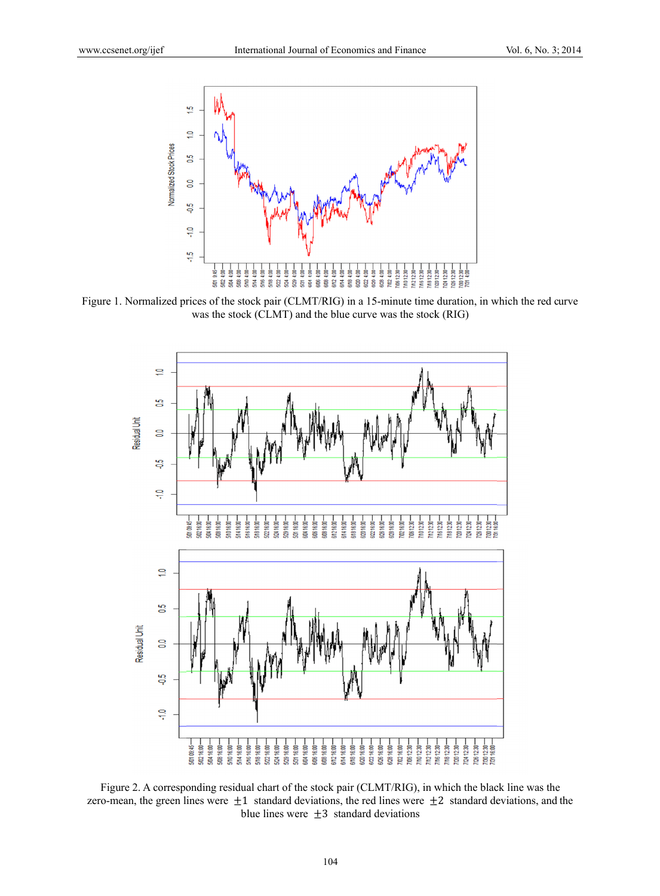Figure 1. Normalized prices of the stock pair (CLMT/RIG) in a 15-minute time duration, in which the red curve was the stock (CLMT) and the blue curve was the stock (RIG)

Figure 2. A corresponding residual chart of the stock pair (CLMT/RIG), in which the black line was the zero-mean, the green lines were $\pm 1$ standard deviations, the red lines were $\pm 2$ standard deviations, and the blue lines were $\pm 3$ standard deviations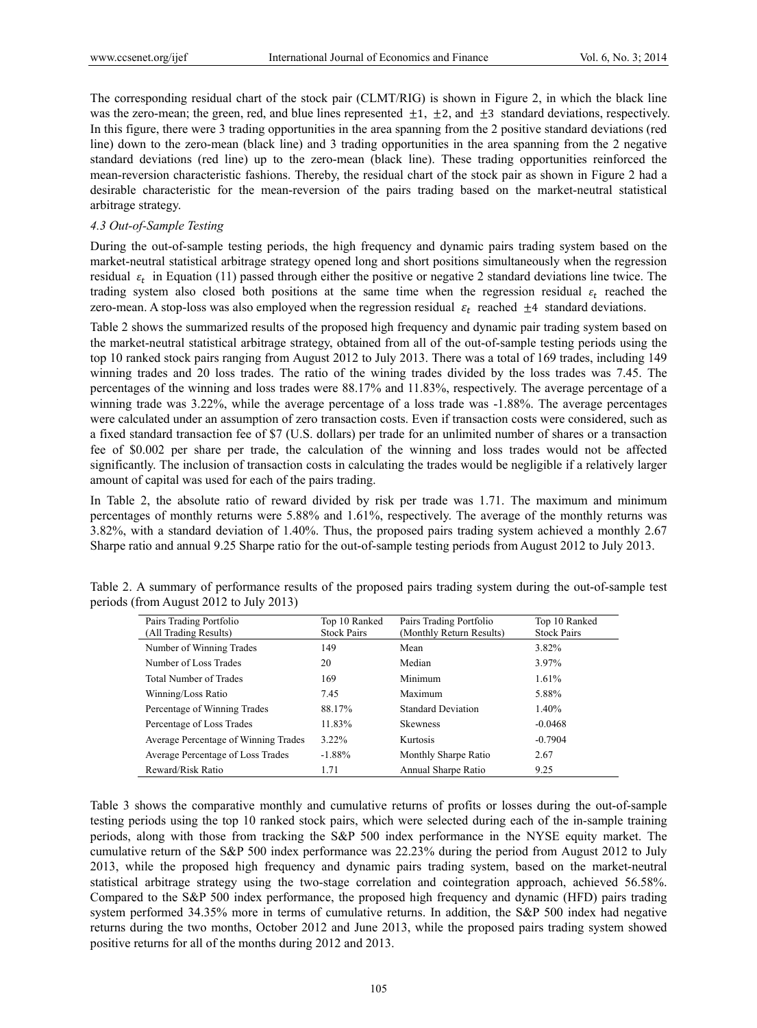The corresponding residual chart of the stock pair (CLMT/RIG) is shown in Figure 2, in which the black line was the zero-mean; the green, red, and blue lines represented $\pm 1$, $\pm 2$, and $\pm 3$ standard deviations, respectively. In this figure, there were 3 trading opportunities in the area spanning from the 2 positive standard deviations (red line) down to the zero-mean (black line) and 3 trading opportunities in the area spanning from the 2 negative standard deviations (red line) up to the zero-mean (black line). These trading opportunities reinforced the mean-reversion characteristic fashions. Thereby, the residual chart of the stock pair as shown in Figure 2 had a desirable characteristic for the mean-reversion of the pairs trading based on the market-neutral statistical arbitrage strategy.

### *4.3 Out-of-Sample Testing*

During the out-of-sample testing periods, the high frequency and dynamic pairs trading system based on the market-neutral statistical arbitrage strategy opened long and short positions simultaneously when the regression residual $\varepsilon_t$ in Equation (11) passed through either the positive or negative 2 standard deviations line twice. The trading system also closed both positions at the same time when the regression residual $\varepsilon_t$ reached the zero-mean. A stop-loss was also employed when the regression residual $\varepsilon_t$ reached $\pm 4$ standard deviations.

Table 2 shows the summarized results of the proposed high frequency and dynamic pair trading system based on the market-neutral statistical arbitrage strategy, obtained from all of the out-of-sample testing periods using the top 10 ranked stock pairs ranging from August 2012 to July 2013. There was a total of 169 trades, including 149 winning trades and 20 loss trades. The ratio of the wining trades divided by the loss trades was 7.45. The percentages of the winning and loss trades were 88.17% and 11.83%, respectively. The average percentage of a winning trade was 3.22%, while the average percentage of a loss trade was -1.88%. The average percentages were calculated under an assumption of zero transaction costs. Even if transaction costs were considered, such as a fixed standard transaction fee of $7 (U.S. dollars) per trade for an unlimited number of shares or a transaction fee of $0.002 per share per trade, the calculation of the winning and loss trades would not be affected significantly. The inclusion of transaction costs in calculating the trades would be negligible if a relatively larger amount of capital was used for each of the pairs trading.

In Table 2, the absolute ratio of reward divided by risk per trade was 1.71. The maximum and minimum percentages of monthly returns were 5.88% and 1.61%, respectively. The average of the monthly returns was 3.82%, with a standard deviation of 1.40%. Thus, the proposed pairs trading system achieved a monthly 2.67 Sharpe ratio and annual 9.25 Sharpe ratio for the out-of-sample testing periods from August 2012 to July 2013.

Table 2. A summary of performance results of the proposed pairs trading system during the out-of-sample test periods (from August 2012 to July 2013)

| Pairs Trading Portfolio (All Trading Results) | Top 10 Ranked Stock Pairs | Pairs Trading Portfolio (Monthly Return Results) | Top 10 Ranked Stock Pairs |
|---|---|---|---|
| Number of Winning Trades | 149 | Mean | 3.82% |
| Number of Loss Trades | 20 | Median | 3.97% |
| Total Number of Trades | 169 | Minimum | 1.61% |
| Winning/Loss Ratio | 7.45 | Maximum | 5.88% |
| Percentage of Winning Trades | 88.17% | Standard Deviation | 1.40% |
| Percentage of Loss Trades | 11.83% | Skewness | -0.0468 |
| Average Percentage of Winning Trades | 3.22% | Kurtosis | -0.7904 |
| Average Percentage of Loss Trades | -1.88% | Monthly Sharpe Ratio | 2.67 |
| Reward/Risk Ratio | 1.71 | Annual Sharpe Ratio | 9.25 |

Table 3 shows the comparative monthly and cumulative returns of profits or losses during the out-of-sample testing periods using the top 10 ranked stock pairs, which were selected during each of the in-sample training periods, along with those from tracking the S&P 500 index performance in the NYSE equity market. The cumulative return of the S&P 500 index performance was 22.23% during the period from August 2012 to July 2013, while the proposed high frequency and dynamic pairs trading system, based on the market-neutral statistical arbitrage strategy using the two-stage correlation and cointegration approach, achieved 56.58%. Compared to the S&P 500 index performance, the proposed high frequency and dynamic (HFD) pairs trading system performed 34.35% more in terms of cumulative returns. In addition, the S&P 500 index had negative returns during the two months, October 2012 and June 2013, while the proposed pairs trading system showed positive returns for all of the months during 2012 and 2013.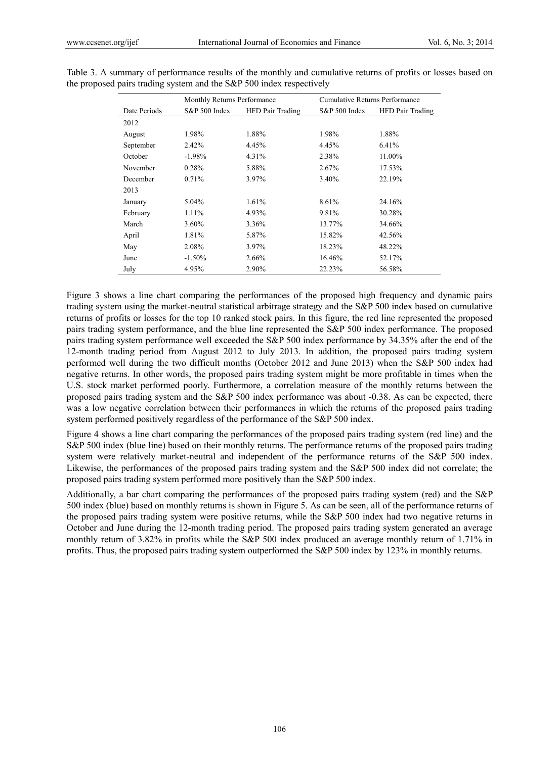Table 3. A summary of performance results of the monthly and cumulative returns of profits or losses based on the proposed pairs trading system and the S&P 500 index respectively

| | Monthly Returns Performance | | Cumulative Returns Performance | |
|---|---|---|---|---|
| Date Periods | S&P 500 Index | HFD Pair Trading | S&P 500 Index | HFD Pair Trading |
| 2012 | | | | |
| August | 1.98% | 1.88% | 1.98% | 1.88% |
| September | 2.42% | 4.45% | 4.45% | 6.41% |
| October | -1.98% | 4.31% | 2.38% | 11.00% |
| November | 0.28% | 5.88% | 2.67% | 17.53% |
| December | 0.71% | 3.97% | 3.40% | 22.19% |
| 2013 | | | | |
| January | 5.04% | 1.61% | 8.61% | 24.16% |
| February | 1.11% | 4.93% | 9.81% | 30.28% |
| March | 3.60% | 3.36% | 13.77% | 34.66% |
| April | 1.81% | 5.87% | 15.82% | 42.56% |
| May | 2.08% | 3.97% | 18.23% | 48.22% |
| June | -1.50% | 2.66% | 16.46% | 52.17% |
| July | 4.95% | 2.90% | 22.23% | 56.58% |

Figure 3 shows a line chart comparing the performances of the proposed high frequency and dynamic pairs trading system using the market-neutral statistical arbitrage strategy and the S&P 500 index based on cumulative returns of profits or losses for the top 10 ranked stock pairs. In this figure, the red line represented the proposed pairs trading system performance, and the blue line represented the S&P 500 index performance. The proposed pairs trading system performance well exceeded the S&P 500 index performance by 34.35% after the end of the 12-month trading period from August 2012 to July 2013. In addition, the proposed pairs trading system performed well during the two difficult months (October 2012 and June 2013) when the S&P 500 index had negative returns. In other words, the proposed pairs trading system might be more profitable in times when the U.S. stock market performed poorly. Furthermore, a correlation measure of the monthly returns between the proposed pairs trading system and the S&P 500 index performance was about -0.38. As can be expected, there was a low negative correlation between their performances in which the returns of the proposed pairs trading system performed positively regardless of the performance of the S&P 500 index.

Figure 4 shows a line chart comparing the performances of the proposed pairs trading system (red line) and the S&P 500 index (blue line) based on their monthly returns. The performance returns of the proposed pairs trading system were relatively market-neutral and independent of the performance returns of the S&P 500 index. Likewise, the performances of the proposed pairs trading system and the S&P 500 index did not correlate; the proposed pairs trading system performed more positively than the S&P 500 index.

Additionally, a bar chart comparing the performances of the proposed pairs trading system (red) and the S&P 500 index (blue) based on monthly returns is shown in Figure 5. As can be seen, all of the performance returns of the proposed pairs trading system were positive returns, while the S&P 500 index had two negative returns in October and June during the 12-month trading period. The proposed pairs trading system generated an average monthly return of 3.82% in profits while the S&P 500 index produced an average monthly return of 1.71% in profits. Thus, the proposed pairs trading system outperformed the S&P 500 index by 123% in monthly returns.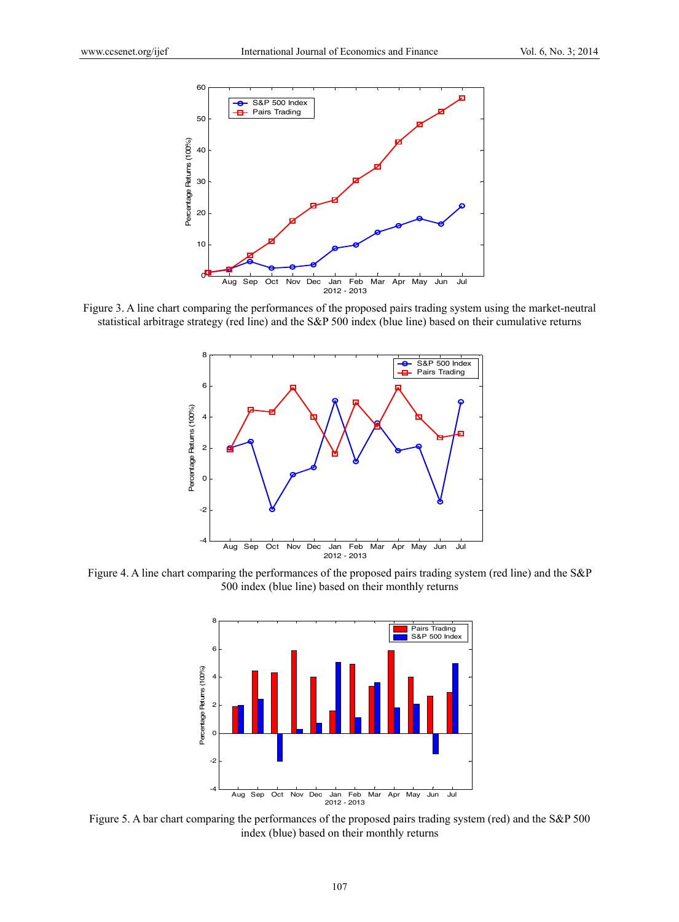Figure 3. A line chart comparing the performances of the proposed pairs trading system using the market-neutral statistical arbitrage strategy (red line) and the S&P 500 index (blue line) based on their cumulative returns

Figure 4. A line chart comparing the performances of the proposed pairs trading system (red line) and the S&P 500 index (blue line) based on their monthly returns

Figure 5. A bar chart comparing the performances of the proposed pairs trading system (red) and the S&P 500 index (blue) based on their monthly returns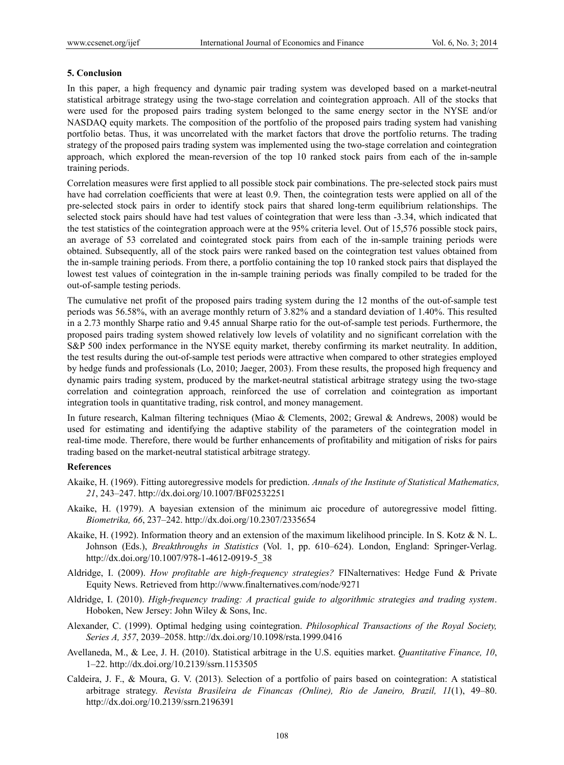### 5. Conclusion

In this paper, a high frequency and dynamic pair trading system was developed based on a market-neutral statistical arbitrage strategy using the two-stage correlation and cointegration approach. All of the stocks that were used for the proposed pairs trading system belonged to the same energy sector in the NYSE and/or NASDAQ equity markets. The composition of the portfolio of the proposed pairs trading system had vanishing portfolio betas. Thus, it was uncorrelated with the market factors that drove the portfolio returns. The trading strategy of the proposed pairs trading system was implemented using the two-stage correlation and cointegration approach, which explored the mean-reversion of the top 10 ranked stock pairs from each of the in-sample training periods.

Correlation measures were first applied to all possible stock pair combinations. The pre-selected stock pairs must have had correlation coefficients that were at least 0.9. Then, the cointegration tests were applied on all of the pre-selected stock pairs in order to identify stock pairs that shared long-term equilibrium relationships. The selected stock pairs should have had test values of cointegration that were less than -3.34, which indicated that the test statistics of the cointegration approach were at the 95% criteria level. Out of 15,576 possible stock pairs, an average of 53 correlated and cointegrated stock pairs from each of the in-sample training periods were obtained. Subsequently, all of the stock pairs were ranked based on the cointegration test values obtained from the in-sample training periods. From there, a portfolio containing the top 10 ranked stock pairs that displayed the lowest test values of cointegration in the in-sample training periods was finally compiled to be traded for the out-of-sample testing periods.

The cumulative net profit of the proposed pairs trading system during the 12 months of the out-of-sample test periods was 56.58%, with an average monthly return of 3.82% and a standard deviation of 1.40%. This resulted in a 2.73 monthly Sharpe ratio and 9.45 annual Sharpe ratio for the out-of-sample test periods. Furthermore, the proposed pairs trading system showed relatively low levels of volatility and no significant correlation with the S&P 500 index performance in the NYSE equity market, thereby confirming its market neutrality. In addition, the test results during the out-of-sample test periods were attractive when compared to other strategies employed by hedge funds and professionals (Lo, 2010; Jaeger, 2003). From these results, the proposed high frequency and dynamic pairs trading system, produced by the market-neutral statistical arbitrage strategy using the two-stage correlation and cointegration approach, reinforced the use of correlation and cointegration as important integration tools in quantitative trading, risk control, and money management.

In future research, Kalman filtering techniques (Miao & Clements, 2002; Grewal & Andrews, 2008) would be used for estimating and identifying the adaptive stability of the parameters of the cointegration model in real-time mode. Therefore, there would be further enhancements of profitability and mitigation of risks for pairs trading based on the market-neutral statistical arbitrage strategy.

### References

Akaike, H. (1969). Fitting autoregressive models for prediction. *Annals of the Institute of Statistical Mathematics, 21*, 243–247. http://dx.doi.org/10.1007/BF02532251

Akaike, H. (1979). A bayesian extension of the minimum aic procedure of autoregressive model fitting. *Biometrika, 66*, 237–242. http://dx.doi.org/10.2307/2335654

Akaike, H. (1992). Information theory and an extension of the maximum likelihood principle. In S. Kotz & N. L. Johnson (Eds.), *Breakthroughs in Statistics* (Vol. 1, pp. 610–624). London, England: Springer-Verlag. http://dx.doi.org/10.1007/978-1-4612-0919-5_38

Aldridge, I. (2009). *How profitable are high-frequency strategies?* FINalternatives: Hedge Fund & Private Equity News. Retrieved from http://www.finalternatives.com/node/9271

Aldridge, I. (2010). *High-frequency trading: A practical guide to algorithmic strategies and trading system*. Hoboken, New Jersey: John Wiley & Sons, Inc.

Alexander, C. (1999). Optimal hedging using cointegration. *Philosophical Transactions of the Royal Society, Series A, 357*, 2039–2058. http://dx.doi.org/10.1098/rsta.1999.0416

Avellaneda, M., & Lee, J. H. (2010). Statistical arbitrage in the U.S. equities market. *Quantitative Finance, 10*, 1–22. http://dx.doi.org/10.2139/ssrn.1153505

Caldeira, J. F., & Moura, G. V. (2013). Selection of a portfolio of pairs based on cointegration: A statistical arbitrage strategy. *Revista Brasileira de Financas (Online), Rio de Janeiro, Brazil, 11*(1), 49–80. http://dx.doi.org/10.2139/ssrn.2196391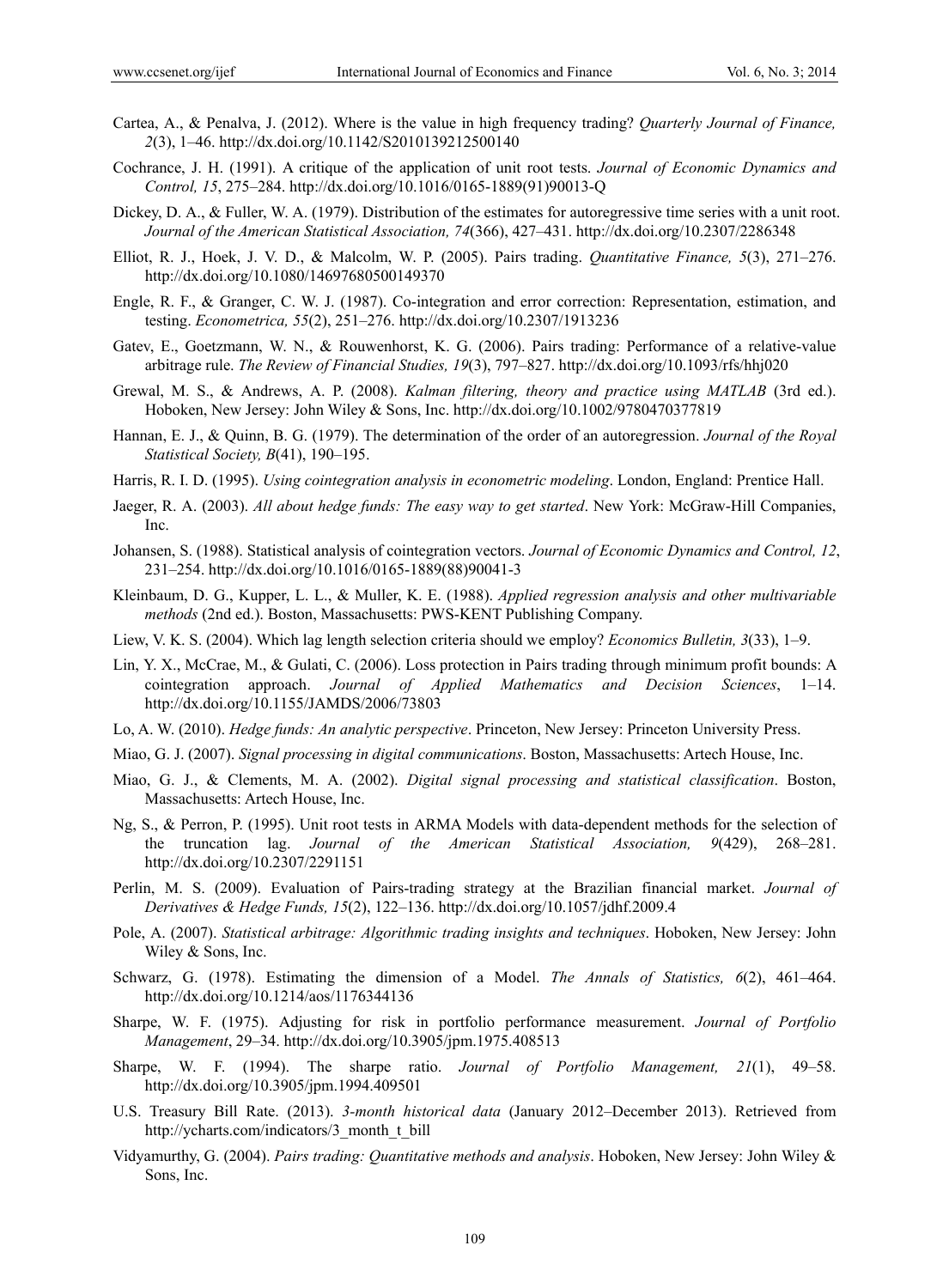Cartea, A., & Penalva, J. (2012). Where is the value in high frequency trading? *Quarterly Journal of Finance, 2*(3), 1–46. http://dx.doi.org/10.1142/S2010139212500140

Cochrance, J. H. (1991). A critique of the application of unit root tests. *Journal of Economic Dynamics and Control, 15*, 275–284. http://dx.doi.org/10.1016/0165-1889(91)90013-Q

Dickey, D. A., & Fuller, W. A. (1979). Distribution of the estimates for autoregressive time series with a unit root. *Journal of the American Statistical Association, 74*(366), 427–431. http://dx.doi.org/10.2307/2286348

Elliot, R. J., Hoek, J. V. D., & Malcolm, W. P. (2005). Pairs trading. *Quantitative Finance, 5*(3), 271–276. http://dx.doi.org/10.1080/14697680500149370

Engle, R. F., & Granger, C. W. J. (1987). Co-integration and error correction: Representation, estimation, and testing. *Econometrica, 55*(2), 251–276. http://dx.doi.org/10.2307/1913236

Gatev, E., Goetzmann, W. N., & Rouwenhorst, K. G. (2006). Pairs trading: Performance of a relative-value arbitrage rule. *The Review of Financial Studies, 19*(3), 797–827. http://dx.doi.org/10.1093/rfs/hhj020

Grewal, M. S., & Andrews, A. P. (2008). *Kalman filtering, theory and practice using MATLAB* (3rd ed.). Hoboken, New Jersey: John Wiley & Sons, Inc. http://dx.doi.org/10.1002/9780470377819

Hannan, E. J., & Quinn, B. G. (1979). The determination of the order of an autoregression. *Journal of the Royal Statistical Society, B*(41), 190–195.

Harris, R. I. D. (1995). *Using cointegration analysis in econometric modeling*. London, England: Prentice Hall.

Jaeger, R. A. (2003). *All about hedge funds: The easy way to get started*. New York: McGraw-Hill Companies, Inc.

Johansen, S. (1988). Statistical analysis of cointegration vectors. *Journal of Economic Dynamics and Control, 12*, 231–254. http://dx.doi.org/10.1016/0165-1889(88)90041-3

Kleinbaum, D. G., Kupper, L. L., & Muller, K. E. (1988). *Applied regression analysis and other multivariable methods* (2nd ed.). Boston, Massachusetts: PWS-KENT Publishing Company.

Liew, V. K. S. (2004). Which lag length selection criteria should we employ? *Economics Bulletin, 3*(33), 1–9.

Lin, Y. X., McCrae, M., & Gulati, C. (2006). Loss protection in Pairs trading through minimum profit bounds: A cointegration approach. *Journal of Applied Mathematics and Decision Sciences*, 1–14. http://dx.doi.org/10.1155/JAMDS/2006/73803

Lo, A. W. (2010). *Hedge funds: An analytic perspective*. Princeton, New Jersey: Princeton University Press.

Miao, G. J. (2007). *Signal processing in digital communications*. Boston, Massachusetts: Artech House, Inc.

Miao, G. J., & Clements, M. A. (2002). *Digital signal processing and statistical classification*. Boston, Massachusetts: Artech House, Inc.

Ng, S., & Perron, P. (1995). Unit root tests in ARMA Models with data-dependent methods for the selection of the truncation lag. *Journal of the American Statistical Association, 9*(429), 268–281. http://dx.doi.org/10.2307/2291151

Perlin, M. S. (2009). Evaluation of Pairs-trading strategy at the Brazilian financial market. *Journal of Derivatives & Hedge Funds, 15*(2), 122–136. http://dx.doi.org/10.1057/jdhf.2009.4

Pole, A. (2007). *Statistical arbitrage: Algorithmic trading insights and techniques*. Hoboken, New Jersey: John Wiley & Sons, Inc.

Schwarz, G. (1978). Estimating the dimension of a Model. *The Annals of Statistics, 6*(2), 461–464. http://dx.doi.org/10.1214/aos/1176344136

Sharpe, W. F. (1975). Adjusting for risk in portfolio performance measurement. *Journal of Portfolio Management*, 29–34. http://dx.doi.org/10.3905/jpm.1975.408513

Sharpe, W. F. (1994). The sharpe ratio. *Journal of Portfolio Management, 21*(1), 49–58. http://dx.doi.org/10.3905/jpm.1994.409501

U.S. Treasury Bill Rate. (2013). *3-month historical data* (January 2012–December 2013). Retrieved from http://ycharts.com/indicators/3_month_t_bill

Vidyamurthy, G. (2004). *Pairs trading: Quantitative methods and analysis*. Hoboken, New Jersey: John Wiley & Sons, Inc.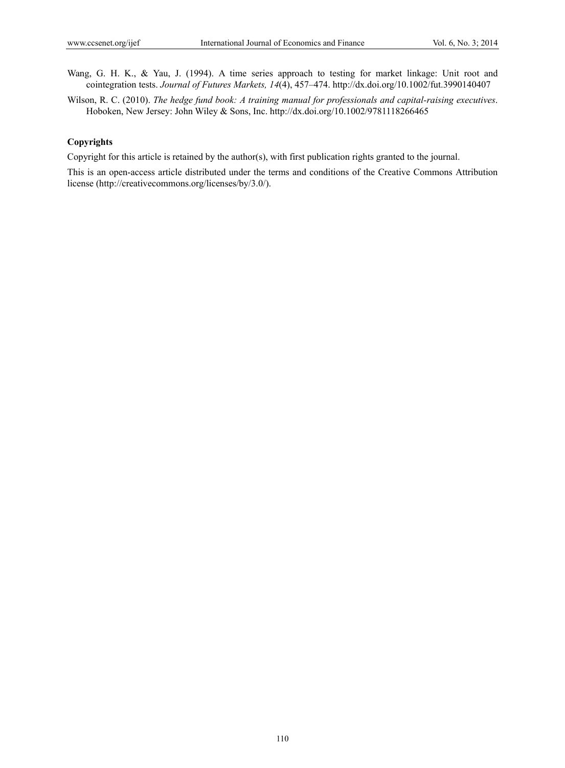Wang, G. H. K., & Yau, J. (1994). A time series approach to testing for market linkage: Unit root and cointegration tests. *Journal of Futures Markets, 14*(4), 457–474. http://dx.doi.org/10.1002/fut.3990140407

Wilson, R. C. (2010). *The hedge fund book: A training manual for professionals and capital-raising executives*. Hoboken, New Jersey: John Wiley & Sons, Inc. http://dx.doi.org/10.1002/9781118266465

**Copyrights**

Copyright for this article is retained by the author(s), with first publication rights granted to the journal.

This is an open-access article distributed under the terms and conditions of the Creative Commons Attribution license (http://creativecommons.org/licenses/by/3.0/).